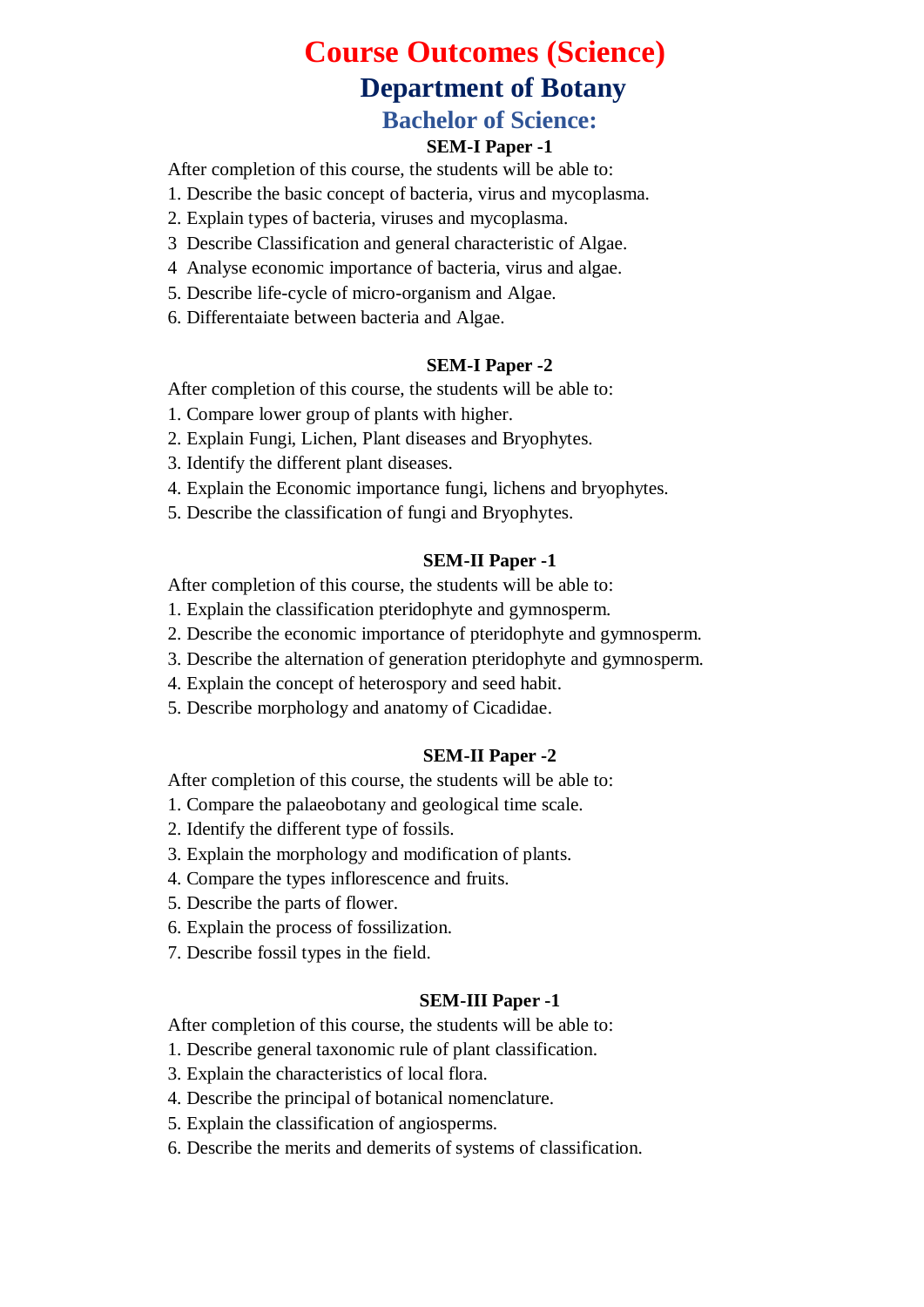# Course Outcomes (Science)

## Department of Botany

### Bachelor of Science:

**SEM-I Paper -1**

After completion of this course, the students will be able to:

1. Describe the basic concept of bacteria, virus and mycoplasma.
2. Explain types of bacteria, viruses and mycoplasma.
3 Describe Classification and general characteristic of Algae.
4 Analyse economic importance of bacteria, virus and algae.
5. Describe life-cycle of micro-organism and Algae.
6. Differentaiate between bacteria and Algae.

**SEM-I Paper -2**

After completion of this course, the students will be able to:

1. Compare lower group of plants with higher.
2. Explain Fungi, Lichen, Plant diseases and Bryophytes.
3. Identify the different plant diseases.
4. Explain the Economic importance fungi, lichens and bryophytes.
5. Describe the classification of fungi and Bryophytes.

**SEM-II Paper -1**

After completion of this course, the students will be able to:

1. Explain the classification pteridophyte and gymnosperm.
2. Describe the economic importance of pteridophyte and gymnosperm.
3. Describe the alternation of generation pteridophyte and gymnosperm.
4. Explain the concept of heterospory and seed habit.
5. Describe morphology and anatomy of Cicadidae.

**SEM-II Paper -2**

After completion of this course, the students will be able to:

1. Compare the palaeobotany and geological time scale.
2. Identify the different type of fossils.
3. Explain the morphology and modification of plants.
4. Compare the types inflorescence and fruits.
5. Describe the parts of flower.
6. Explain the process of fossilization.
7. Describe fossil types in the field.

**SEM-III Paper -1**

After completion of this course, the students will be able to:

1. Describe general taxonomic rule of plant classification.
3. Explain the characteristics of local flora.
4. Describe the principal of botanical nomenclature.
5. Explain the classification of angiosperms.
6. Describe the merits and demerits of systems of classification.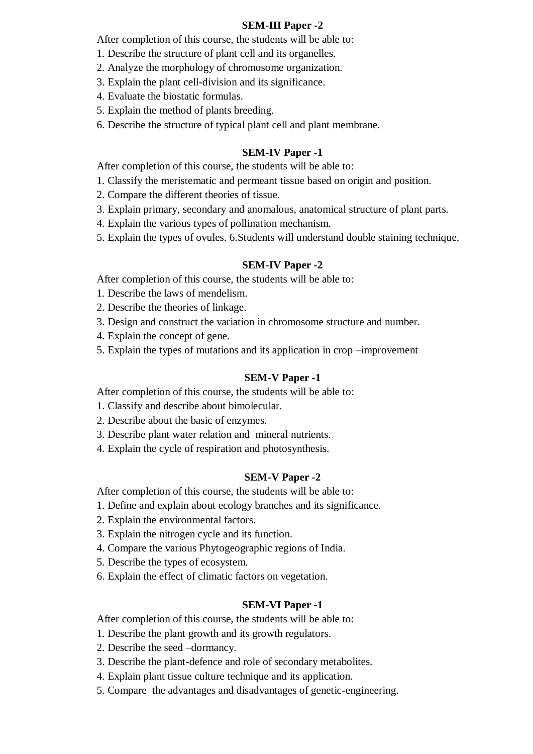**SEM-III Paper -2**

After completion of this course, the students will be able to:

1. Describe the structure of plant cell and its organelles.
2. Analyze the morphology of chromosome organization.
3. Explain the plant cell-division and its significance.
4. Evaluate the biostatic formulas.
5. Explain the method of plants breeding.
6. Describe the structure of typical plant cell and plant membrane.

**SEM-IV Paper -1**

After completion of this course, the students will be able to:

1. Classify the meristematic and permeant tissue based on origin and position.
2. Compare the different theories of tissue.
3. Explain primary, secondary and anomalous, anatomical structure of plant parts.
4. Explain the various types of pollination mechanism.
5. Explain the types of ovules. 6.Students will understand double staining technique.

**SEM-IV Paper -2**

After completion of this course, the students will be able to:

1. Describe the laws of mendelism.
2. Describe the theories of linkage.
3. Design and construct the variation in chromosome structure and number.
4. Explain the concept of gene.
5. Explain the types of mutations and its application in crop –improvement

**SEM-V Paper -1**

After completion of this course, the students will be able to:

1. Classify and describe about bimolecular.
2. Describe about the basic of enzymes.
3. Describe plant water relation and mineral nutrients.
4. Explain the cycle of respiration and photosynthesis.

**SEM-V Paper -2**

After completion of this course, the students will be able to:

1. Define and explain about ecology branches and its significance.
2. Explain the environmental factors.
3. Explain the nitrogen cycle and its function.
4. Compare the various Phytogeographic regions of India.
5. Describe the types of ecosystem.
6. Explain the effect of climatic factors on vegetation.

**SEM-VI Paper -1**

After completion of this course, the students will be able to:

1. Describe the plant growth and its growth regulators.
2. Describe the seed –dormancy.
3. Describe the plant-defence and role of secondary metabolites.
4. Explain plant tissue culture technique and its application.
5. Compare the advantages and disadvantages of genetic-engineering.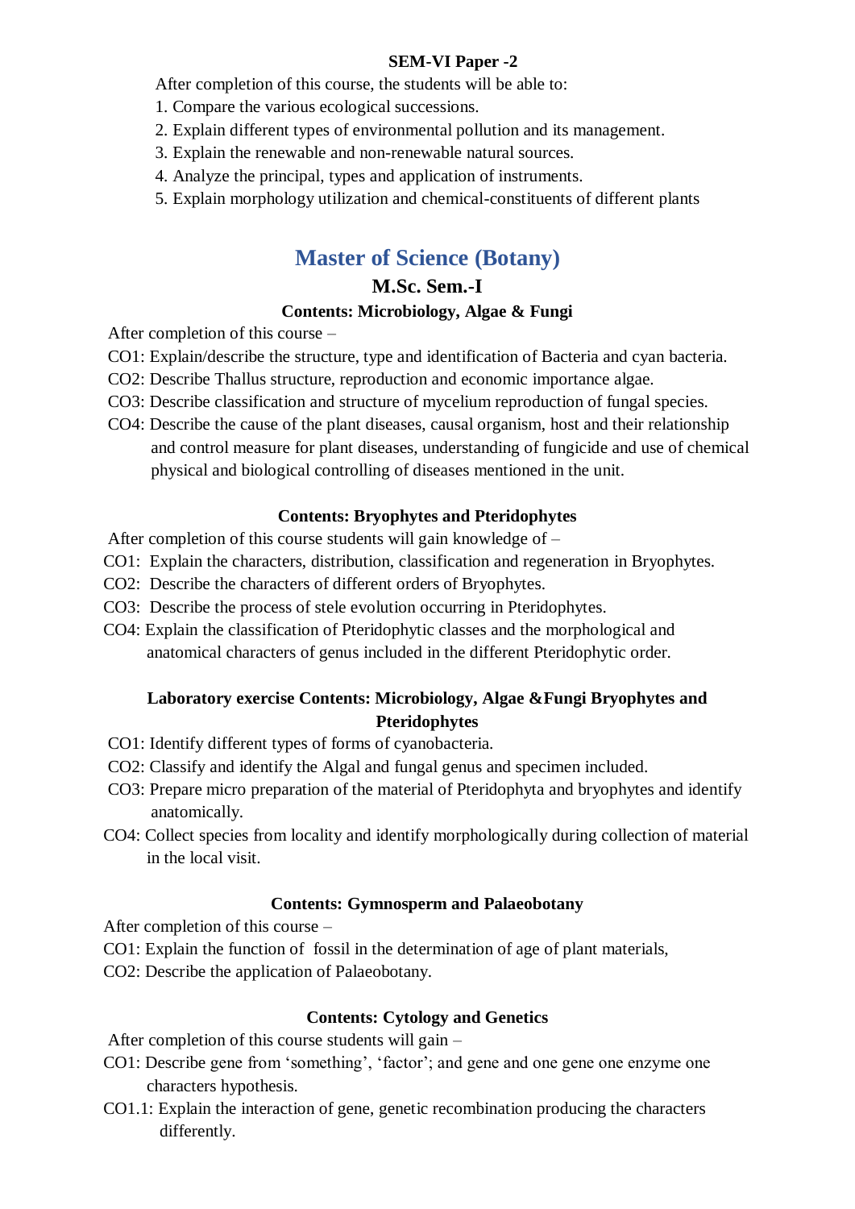**SEM-VI Paper -2**

After completion of this course, the students will be able to:

1. Compare the various ecological successions.
2. Explain different types of environmental pollution and its management.
3. Explain the renewable and non-renewable natural sources.
4. Analyze the principal, types and application of instruments.
5. Explain morphology utilization and chemical-constituents of different plants

# Master of Science (Botany)

## M.Sc. Sem.-I

### Contents: Microbiology, Algae & Fungi

After completion of this course –

CO1: Explain/describe the structure, type and identification of Bacteria and cyan bacteria.

CO2: Describe Thallus structure, reproduction and economic importance algae.

CO3: Describe classification and structure of mycelium reproduction of fungal species.

CO4: Describe the cause of the plant diseases, causal organism, host and their relationship and control measure for plant diseases, understanding of fungicide and use of chemical physical and biological controlling of diseases mentioned in the unit.

### Contents: Bryophytes and Pteridophytes

After completion of this course students will gain knowledge of –

CO1: Explain the characters, distribution, classification and regeneration in Bryophytes.

CO2: Describe the characters of different orders of Bryophytes.

CO3: Describe the process of stele evolution occurring in Pteridophytes.

CO4: Explain the classification of Pteridophytic classes and the morphological and anatomical characters of genus included in the different Pteridophytic order.

### Laboratory exercise Contents: Microbiology, Algae &Fungi Bryophytes and Pteridophytes

CO1: Identify different types of forms of cyanobacteria.

CO2: Classify and identify the Algal and fungal genus and specimen included.

CO3: Prepare micro preparation of the material of Pteridophyta and bryophytes and identify anatomically.

CO4: Collect species from locality and identify morphologically during collection of material in the local visit.

### Contents: Gymnosperm and Palaeobotany

After completion of this course –

CO1: Explain the function of fossil in the determination of age of plant materials,

CO2: Describe the application of Palaeobotany.

### Contents: Cytology and Genetics

After completion of this course students will gain –

CO1: Describe gene from 'something', 'factor'; and gene and one gene one enzyme one characters hypothesis.

CO1.1: Explain the interaction of gene, genetic recombination producing the characters differently.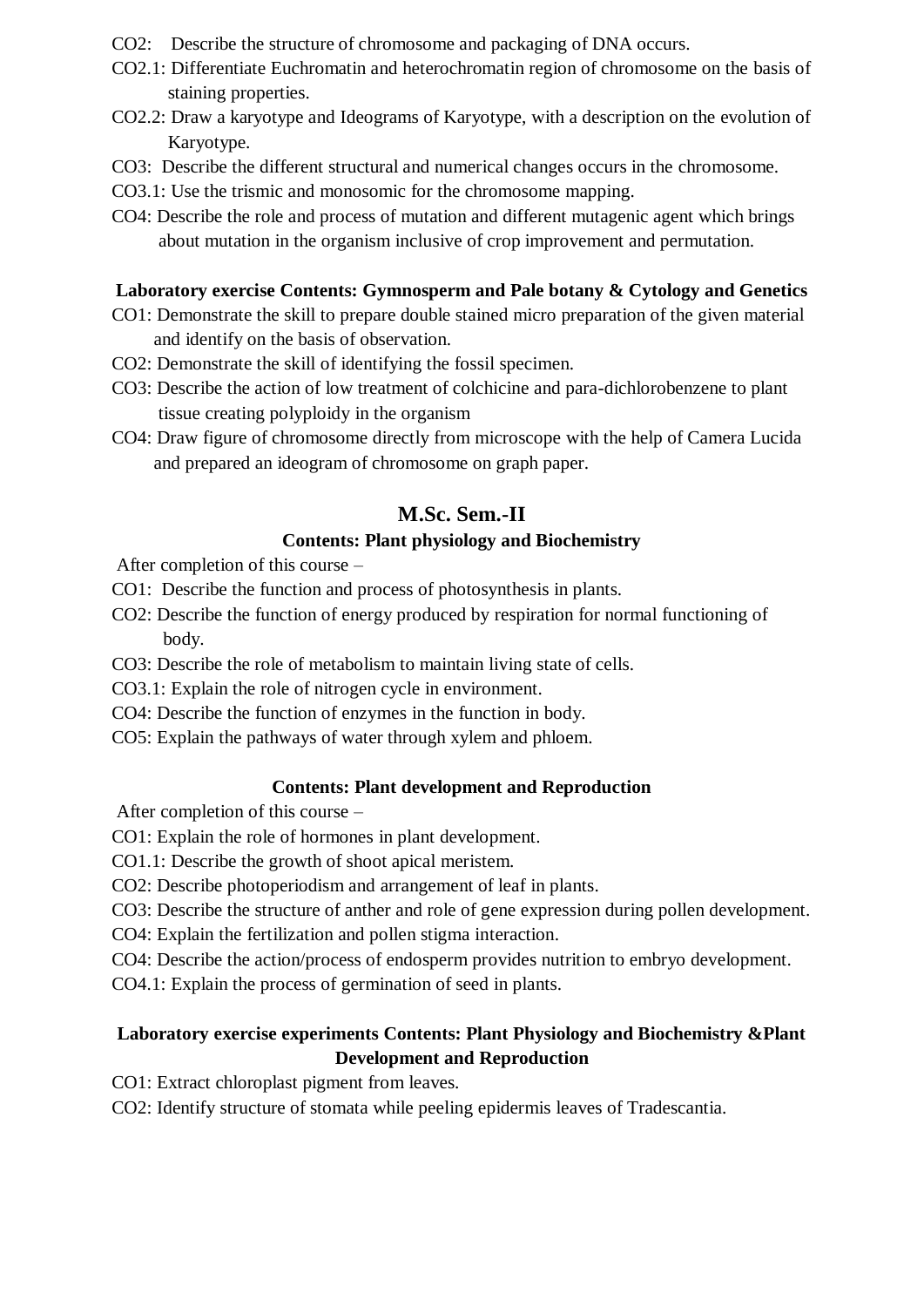CO2: Describe the structure of chromosome and packaging of DNA occurs.

CO2.1: Differentiate Euchromatin and heterochromatin region of chromosome on the basis of staining properties.

CO2.2: Draw a karyotype and Ideograms of Karyotype, with a description on the evolution of Karyotype.

CO3: Describe the different structural and numerical changes occurs in the chromosome.

CO3.1: Use the trismic and monosomic for the chromosome mapping.

CO4: Describe the role and process of mutation and different mutagenic agent which brings about mutation in the organism inclusive of crop improvement and permutation.

**Laboratory exercise Contents: Gymnosperm and Pale botany & Cytology and Genetics**

CO1: Demonstrate the skill to prepare double stained micro preparation of the given material and identify on the basis of observation.

CO2: Demonstrate the skill of identifying the fossil specimen.

CO3: Describe the action of low treatment of colchicine and para-dichlorobenzene to plant tissue creating polyploidy in the organism

CO4: Draw figure of chromosome directly from microscope with the help of Camera Lucida and prepared an ideogram of chromosome on graph paper.

## M.Sc. Sem.-II

### Contents: Plant physiology and Biochemistry

After completion of this course –

CO1: Describe the function and process of photosynthesis in plants.

CO2: Describe the function of energy produced by respiration for normal functioning of body.

CO3: Describe the role of metabolism to maintain living state of cells.

CO3.1: Explain the role of nitrogen cycle in environment.

CO4: Describe the function of enzymes in the function in body.

CO5: Explain the pathways of water through xylem and phloem.

### Contents: Plant development and Reproduction

After completion of this course –

CO1: Explain the role of hormones in plant development.

CO1.1: Describe the growth of shoot apical meristem.

CO2: Describe photoperiodism and arrangement of leaf in plants.

CO3: Describe the structure of anther and role of gene expression during pollen development.

CO4: Explain the fertilization and pollen stigma interaction.

CO4: Describe the action/process of endosperm provides nutrition to embryo development.

CO4.1: Explain the process of germination of seed in plants.

### Laboratory exercise experiments Contents: Plant Physiology and Biochemistry &Plant Development and Reproduction

CO1: Extract chloroplast pigment from leaves.

CO2: Identify structure of stomata while peeling epidermis leaves of Tradescantia.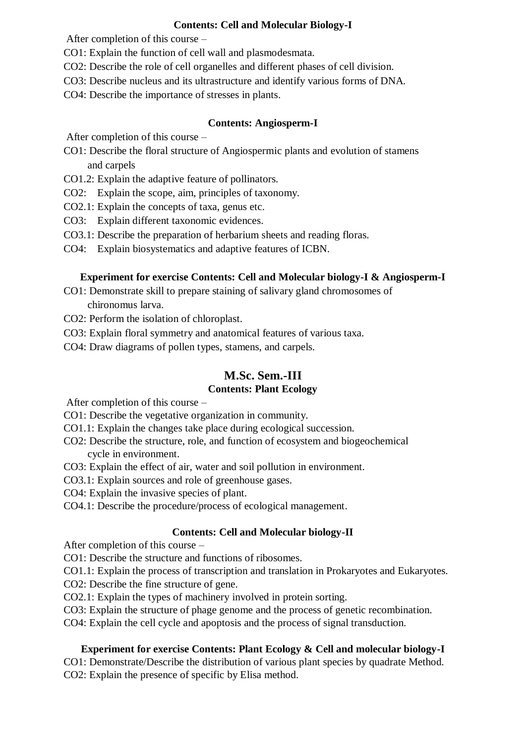**Contents: Cell and Molecular Biology-I**

After completion of this course –

CO1: Explain the function of cell wall and plasmodesmata.

CO2: Describe the role of cell organelles and different phases of cell division.

CO3: Describe nucleus and its ultrastructure and identify various forms of DNA.

CO4: Describe the importance of stresses in plants.

**Contents: Angiosperm-I**

After completion of this course –

CO1: Describe the floral structure of Angiospermic plants and evolution of stamens and carpels

CO1.2: Explain the adaptive feature of pollinators.

CO2: Explain the scope, aim, principles of taxonomy.

CO2.1: Explain the concepts of taxa, genus etc.

CO3: Explain different taxonomic evidences.

CO3.1: Describe the preparation of herbarium sheets and reading floras.

CO4: Explain biosystematics and adaptive features of ICBN.

**Experiment for exercise Contents: Cell and Molecular biology-I & Angiosperm-I**

CO1: Demonstrate skill to prepare staining of salivary gland chromosomes of chironomus larva.

CO2: Perform the isolation of chloroplast.

CO3: Explain floral symmetry and anatomical features of various taxa.

CO4: Draw diagrams of pollen types, stamens, and carpels.

## M.Sc. Sem.-III

**Contents: Plant Ecology**

After completion of this course –

CO1: Describe the vegetative organization in community.

CO1.1: Explain the changes take place during ecological succession.

CO2: Describe the structure, role, and function of ecosystem and biogeochemical cycle in environment.

CO3: Explain the effect of air, water and soil pollution in environment.

CO3.1: Explain sources and role of greenhouse gases.

CO4: Explain the invasive species of plant.

CO4.1: Describe the procedure/process of ecological management.

**Contents: Cell and Molecular biology-II**

After completion of this course –

CO1: Describe the structure and functions of ribosomes.

CO1.1: Explain the process of transcription and translation in Prokaryotes and Eukaryotes.

CO2: Describe the fine structure of gene.

CO2.1: Explain the types of machinery involved in protein sorting.

CO3: Explain the structure of phage genome and the process of genetic recombination.

CO4: Explain the cell cycle and apoptosis and the process of signal transduction.

**Experiment for exercise Contents: Plant Ecology & Cell and molecular biology-I**

CO1: Demonstrate/Describe the distribution of various plant species by quadrate Method.

CO2: Explain the presence of specific by Elisa method.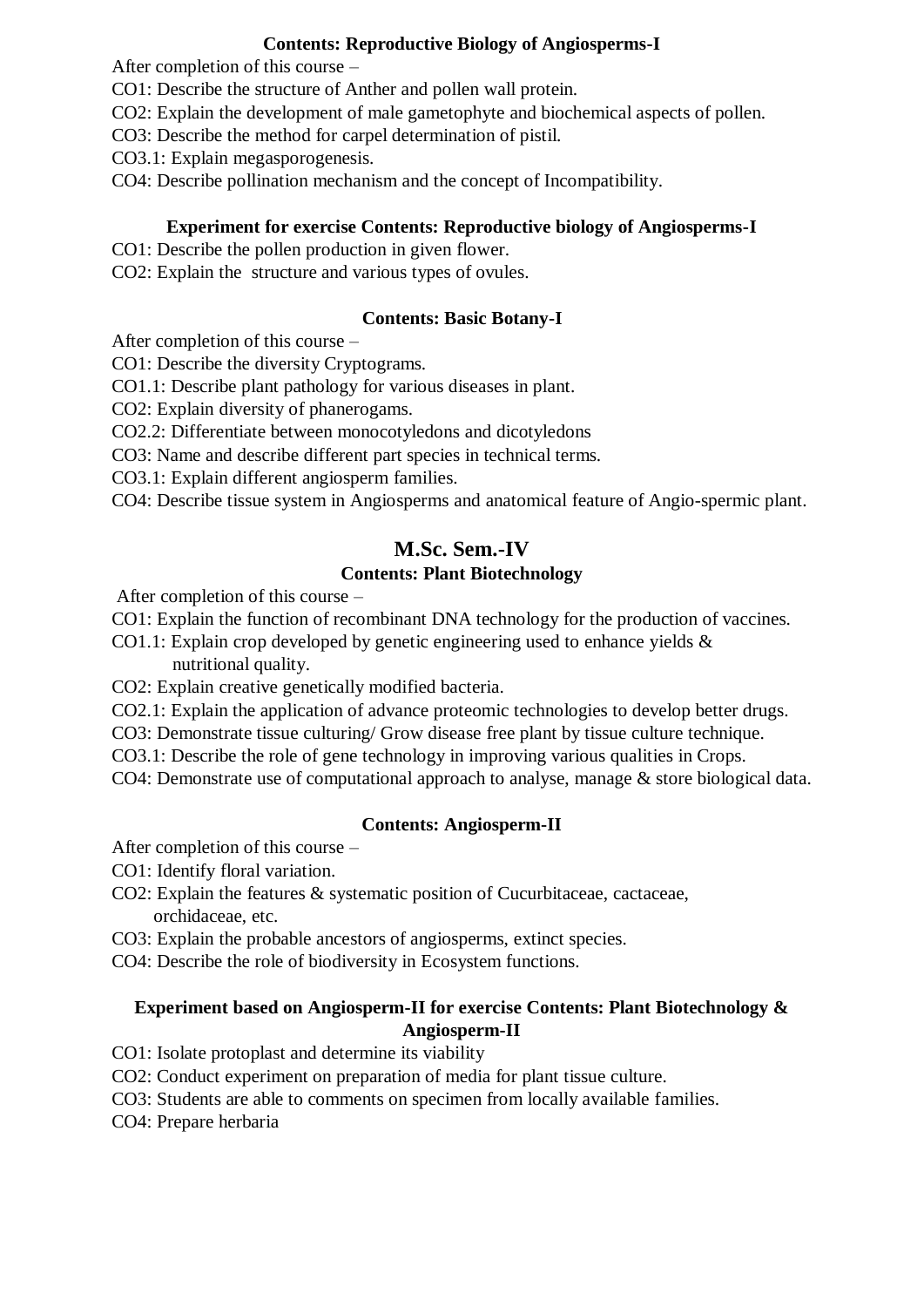**Contents: Reproductive Biology of Angiosperms-I**

After completion of this course –

CO1: Describe the structure of Anther and pollen wall protein.

CO2: Explain the development of male gametophyte and biochemical aspects of pollen.

CO3: Describe the method for carpel determination of pistil.

CO3.1: Explain megasporogenesis.

CO4: Describe pollination mechanism and the concept of Incompatibility.

**Experiment for exercise Contents: Reproductive biology of Angiosperms-I**

CO1: Describe the pollen production in given flower.

CO2: Explain the structure and various types of ovules.

**Contents: Basic Botany-I**

After completion of this course –

CO1: Describe the diversity Cryptograms.

CO1.1: Describe plant pathology for various diseases in plant.

CO2: Explain diversity of phanerogams.

CO2.2: Differentiate between monocotyledons and dicotyledons

CO3: Name and describe different part species in technical terms.

CO3.1: Explain different angiosperm families.

CO4: Describe tissue system in Angiosperms and anatomical feature of Angio-spermic plant.

## M.Sc. Sem.-IV

**Contents: Plant Biotechnology**

After completion of this course –

CO1: Explain the function of recombinant DNA technology for the production of vaccines.

CO1.1: Explain crop developed by genetic engineering used to enhance yields & nutritional quality.

CO2: Explain creative genetically modified bacteria.

CO2.1: Explain the application of advance proteomic technologies to develop better drugs.

CO3: Demonstrate tissue culturing/ Grow disease free plant by tissue culture technique.

CO3.1: Describe the role of gene technology in improving various qualities in Crops.

CO4: Demonstrate use of computational approach to analyse, manage & store biological data.

**Contents: Angiosperm-II**

After completion of this course –

CO1: Identify floral variation.

CO2: Explain the features & systematic position of Cucurbitaceae, cactaceae, orchidaceae, etc.

CO3: Explain the probable ancestors of angiosperms, extinct species.

CO4: Describe the role of biodiversity in Ecosystem functions.

**Experiment based on Angiosperm-II for exercise Contents: Plant Biotechnology & Angiosperm-II**

CO1: Isolate protoplast and determine its viability

CO2: Conduct experiment on preparation of media for plant tissue culture.

CO3: Students are able to comments on specimen from locally available families.

CO4: Prepare herbaria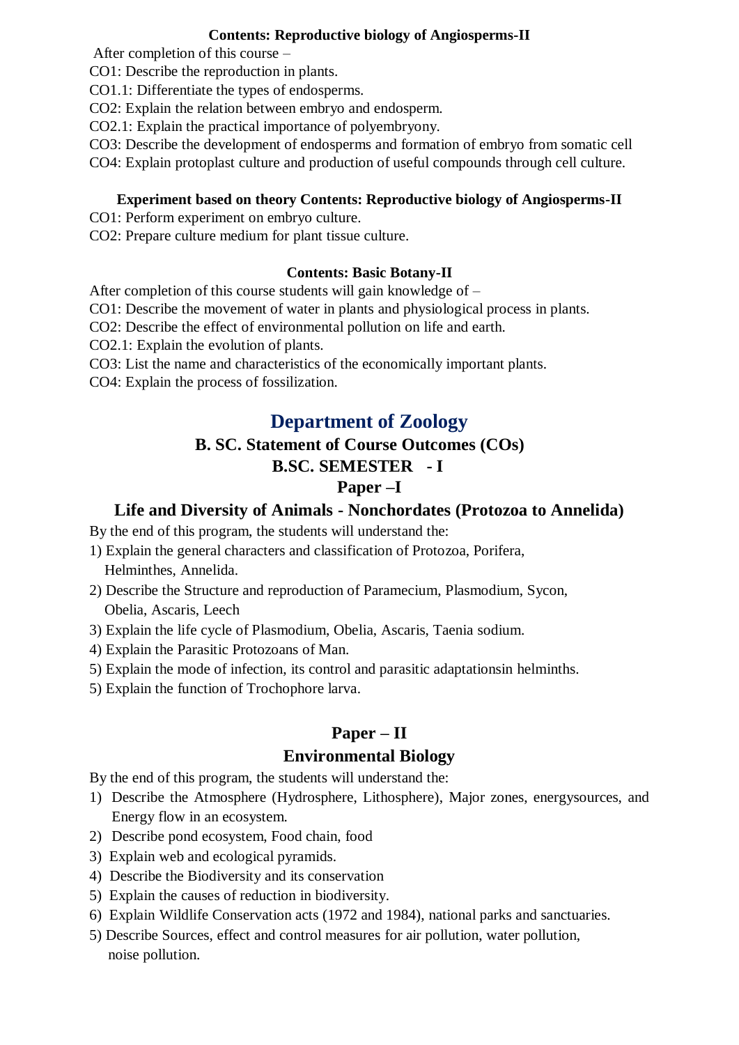**Contents: Reproductive biology of Angiosperms-II**

After completion of this course –

CO1: Describe the reproduction in plants.

CO1.1: Differentiate the types of endosperms.

CO2: Explain the relation between embryo and endosperm.

CO2.1: Explain the practical importance of polyembryony.

CO3: Describe the development of endosperms and formation of embryo from somatic cell

CO4: Explain protoplast culture and production of useful compounds through cell culture.

**Experiment based on theory Contents: Reproductive biology of Angiosperms-II**

CO1: Perform experiment on embryo culture.

CO2: Prepare culture medium for plant tissue culture.

**Contents: Basic Botany-II**

After completion of this course students will gain knowledge of –

CO1: Describe the movement of water in plants and physiological process in plants.

CO2: Describe the effect of environmental pollution on life and earth.

CO2.1: Explain the evolution of plants.

CO3: List the name and characteristics of the economically important plants.

CO4: Explain the process of fossilization.

# Department of Zoology

## B. SC. Statement of Course Outcomes (COs)

## B.SC. SEMESTER - I

## Paper –I

### Life and Diversity of Animals - Nonchordates (Protozoa to Annelida)

By the end of this program, the students will understand the:

1) Explain the general characters and classification of Protozoa, Porifera, Helminthes, Annelida.
2) Describe the Structure and reproduction of Paramecium, Plasmodium, Sycon, Obelia, Ascaris, Leech
3) Explain the life cycle of Plasmodium, Obelia, Ascaris, Taenia sodium.
4) Explain the Parasitic Protozoans of Man.
5) Explain the mode of infection, its control and parasitic adaptationsin helminths.
5) Explain the function of Trochophore larva.

## Paper – II

### Environmental Biology

By the end of this program, the students will understand the:

1) Describe the Atmosphere (Hydrosphere, Lithosphere), Major zones, energysources, and Energy flow in an ecosystem.
2) Describe pond ecosystem, Food chain, food
3) Explain web and ecological pyramids.
4) Describe the Biodiversity and its conservation
5) Explain the causes of reduction in biodiversity.
6) Explain Wildlife Conservation acts (1972 and 1984), national parks and sanctuaries.
5) Describe Sources, effect and control measures for air pollution, water pollution, noise pollution.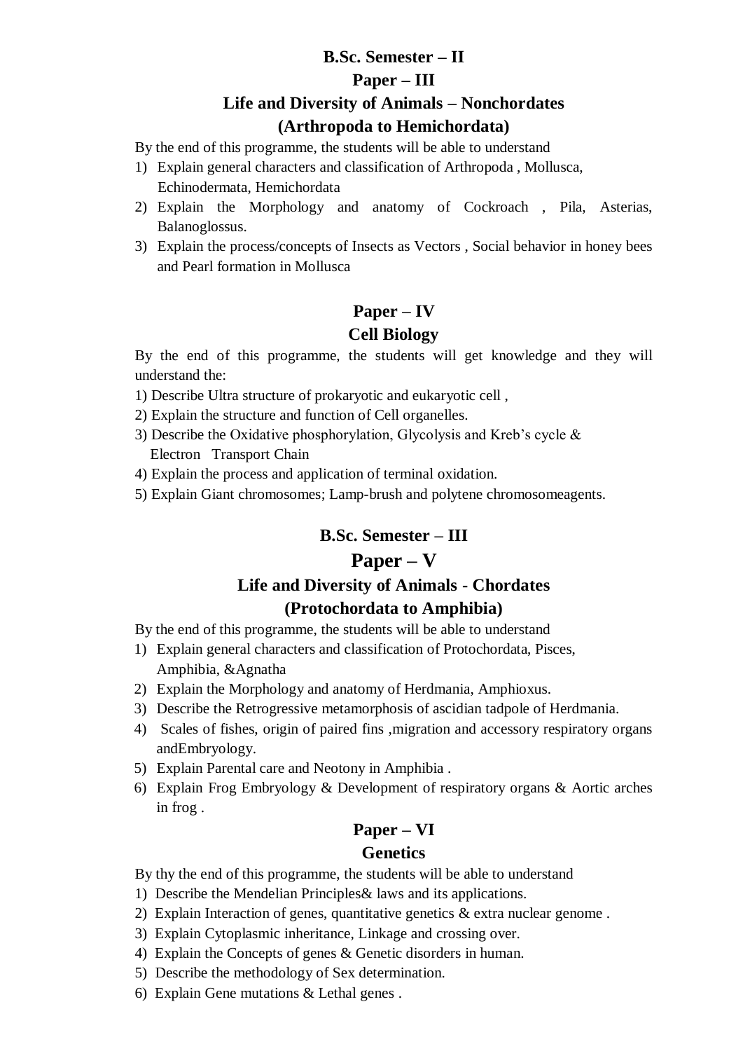## B.Sc. Semester – II

### Paper – III

### Life and Diversity of Animals – Nonchordates (Arthropoda to Hemichordata)

By the end of this programme, the students will be able to understand

1) Explain general characters and classification of Arthropoda , Mollusca, Echinodermata, Hemichordata
2) Explain the Morphology and anatomy of Cockroach , Pila, Asterias, Balanoglossus.
3) Explain the process/concepts of Insects as Vectors , Social behavior in honey bees and Pearl formation in Mollusca

### Paper – IV

### Cell Biology

By the end of this programme, the students will get knowledge and they will understand the:

1) Describe Ultra structure of prokaryotic and eukaryotic cell ,
2) Explain the structure and function of Cell organelles.
3) Describe the Oxidative phosphorylation, Glycolysis and Kreb's cycle & Electron Transport Chain
4) Explain the process and application of terminal oxidation.
5) Explain Giant chromosomes; Lamp-brush and polytene chromosomeagents.

## B.Sc. Semester – III

### Paper – V

### Life and Diversity of Animals - Chordates (Protochordata to Amphibia)

By the end of this programme, the students will be able to understand

1) Explain general characters and classification of Protochordata, Pisces, Amphibia, &Agnatha
2) Explain the Morphology and anatomy of Herdmania, Amphioxus.
3) Describe the Retrogressive metamorphosis of ascidian tadpole of Herdmania.
4) Scales of fishes, origin of paired fins ,migration and accessory respiratory organs andEmbryology.
5) Explain Parental care and Neotony in Amphibia .
6) Explain Frog Embryology & Development of respiratory organs & Aortic arches in frog .

### Paper – VI

### Genetics

By thy the end of this programme, the students will be able to understand

1) Describe the Mendelian Principles& laws and its applications.
2) Explain Interaction of genes, quantitative genetics & extra nuclear genome .
3) Explain Cytoplasmic inheritance, Linkage and crossing over.
4) Explain the Concepts of genes & Genetic disorders in human.
5) Describe the methodology of Sex determination.
6) Explain Gene mutations & Lethal genes .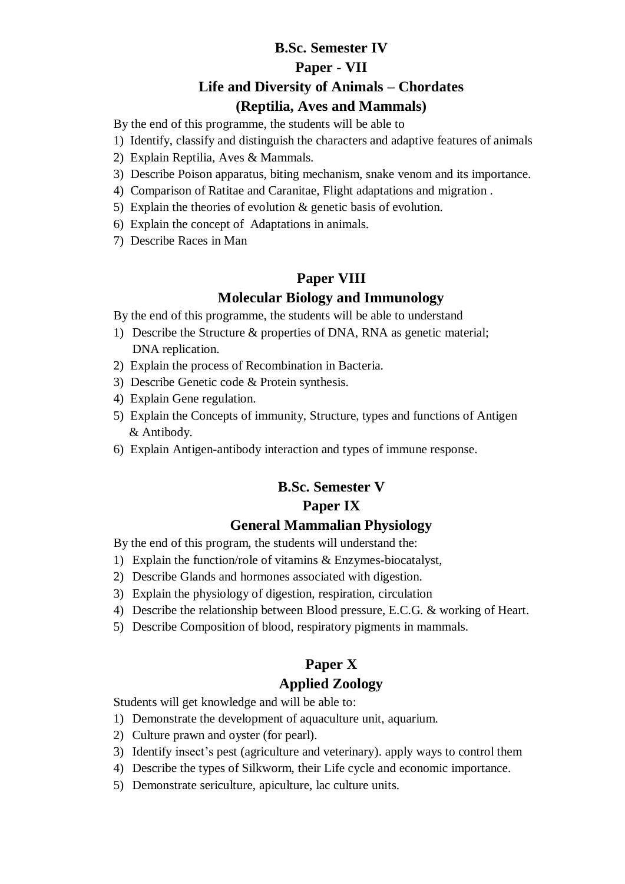## B.Sc. Semester IV

### Paper - VII

### Life and Diversity of Animals – Chordates (Reptilia, Aves and Mammals)

By the end of this programme, the students will be able to

1) Identify, classify and distinguish the characters and adaptive features of animals
2) Explain Reptilia, Aves & Mammals.
3) Describe Poison apparatus, biting mechanism, snake venom and its importance.
4) Comparison of Ratitae and Caranitae, Flight adaptations and migration .
5) Explain the theories of evolution & genetic basis of evolution.
6) Explain the concept of Adaptations in animals.
7) Describe Races in Man

### Paper VIII

### Molecular Biology and Immunology

By the end of this programme, the students will be able to understand

1) Describe the Structure & properties of DNA, RNA as genetic material; DNA replication.
2) Explain the process of Recombination in Bacteria.
3) Describe Genetic code & Protein synthesis.
4) Explain Gene regulation.
5) Explain the Concepts of immunity, Structure, types and functions of Antigen & Antibody.
6) Explain Antigen-antibody interaction and types of immune response.

## B.Sc. Semester V

### Paper IX

### General Mammalian Physiology

By the end of this program, the students will understand the:

1) Explain the function/role of vitamins & Enzymes-biocatalyst,
2) Describe Glands and hormones associated with digestion.
3) Explain the physiology of digestion, respiration, circulation
4) Describe the relationship between Blood pressure, E.C.G. & working of Heart.
5) Describe Composition of blood, respiratory pigments in mammals.

### Paper X

### Applied Zoology

Students will get knowledge and will be able to:

1) Demonstrate the development of aquaculture unit, aquarium.
2) Culture prawn and oyster (for pearl).
3) Identify insect's pest (agriculture and veterinary). apply ways to control them
4) Describe the types of Silkworm, their Life cycle and economic importance.
5) Demonstrate sericulture, apiculture, lac culture units.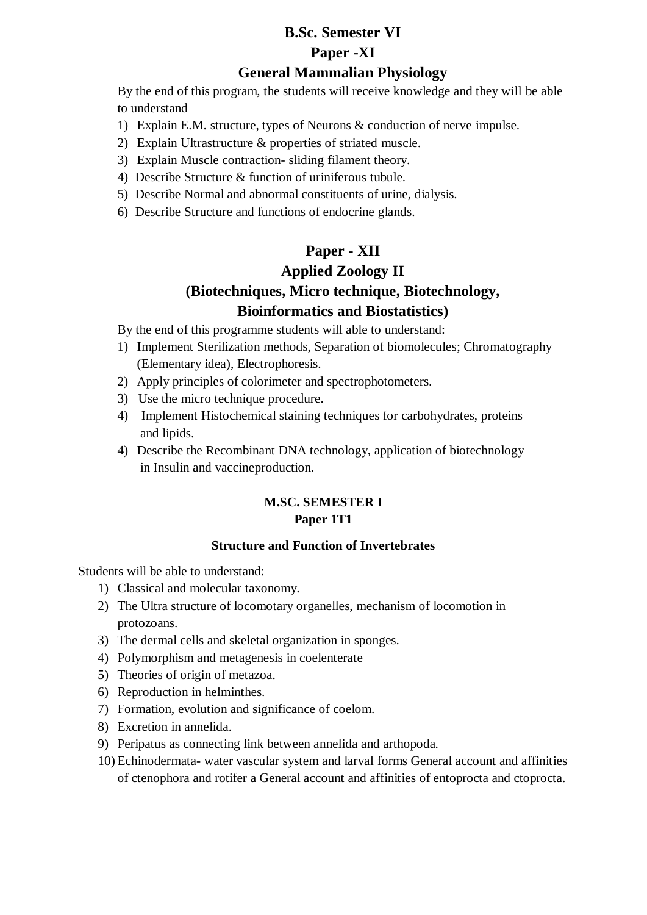## B.Sc. Semester VI

## Paper -XI

## General Mammalian Physiology

By the end of this program, the students will receive knowledge and they will be able to understand

1) Explain E.M. structure, types of Neurons & conduction of nerve impulse.
2) Explain Ultrastructure & properties of striated muscle.
3) Explain Muscle contraction- sliding filament theory.
4) Describe Structure & function of uriniferous tubule.
5) Describe Normal and abnormal constituents of urine, dialysis.
6) Describe Structure and functions of endocrine glands.

## Paper - XII

## Applied Zoology II

## (Biotechniques, Micro technique, Biotechnology, Bioinformatics and Biostatistics)

By the end of this programme students will able to understand:

1) Implement Sterilization methods, Separation of biomolecules; Chromatography (Elementary idea), Electrophoresis.
2) Apply principles of colorimeter and spectrophotometers.
3) Use the micro technique procedure.
4) Implement Histochemical staining techniques for carbohydrates, proteins and lipids.
4) Describe the Recombinant DNA technology, application of biotechnology in Insulin and vaccineproduction.

### M.SC. SEMESTER I

### Paper 1T1

#### Structure and Function of Invertebrates

Students will be able to understand:

1) Classical and molecular taxonomy.
2) The Ultra structure of locomotary organelles, mechanism of locomotion in protozoans.
3) The dermal cells and skeletal organization in sponges.
4) Polymorphism and metagenesis in coelenterate
5) Theories of origin of metazoa.
6) Reproduction in helminthes.
7) Formation, evolution and significance of coelom.
8) Excretion in annelida.
9) Peripatus as connecting link between annelida and arthopoda.
10) Echinodermata- water vascular system and larval forms General account and affinities of ctenophora and rotifer a General account and affinities of entoprocta and ctoprocta.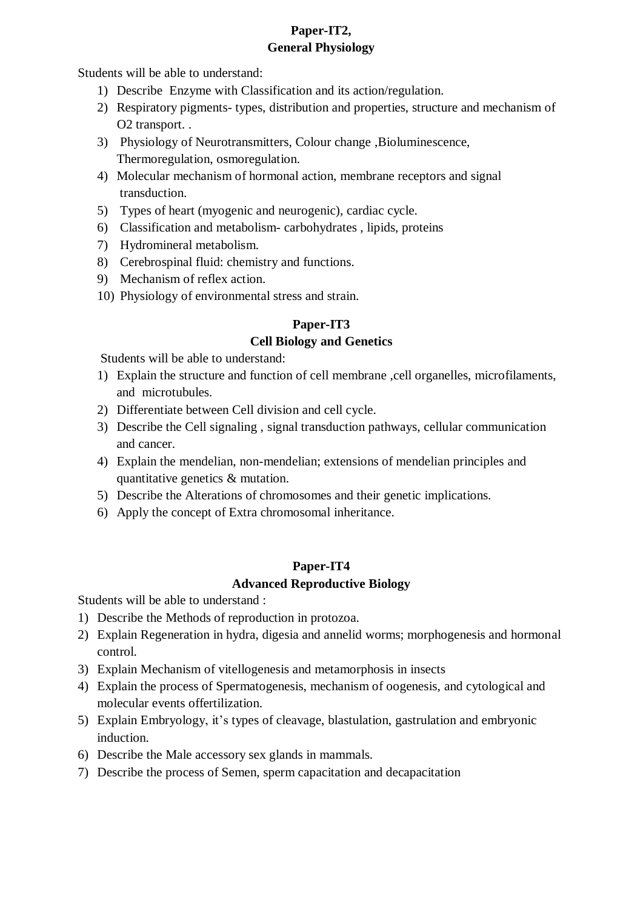**Paper-IT2,**
**General Physiology**

Students will be able to understand:

1) Describe Enzyme with Classification and its action/regulation.
2) Respiratory pigments- types, distribution and properties, structure and mechanism of O2 transport. .
3) Physiology of Neurotransmitters, Colour change ,Bioluminescence, Thermoregulation, osmoregulation.
4) Molecular mechanism of hormonal action, membrane receptors and signal transduction.
5) Types of heart (myogenic and neurogenic), cardiac cycle.
6) Classification and metabolism- carbohydrates , lipids, proteins
7) Hydromineral metabolism.
8) Cerebrospinal fluid: chemistry and functions.
9) Mechanism of reflex action.
10) Physiology of environmental stress and strain.

**Paper-IT3**
**Cell Biology and Genetics**

Students will be able to understand:

1) Explain the structure and function of cell membrane ,cell organelles, microfilaments, and microtubules.
2) Differentiate between Cell division and cell cycle.
3) Describe the Cell signaling , signal transduction pathways, cellular communication and cancer.
4) Explain the mendelian, non-mendelian; extensions of mendelian principles and quantitative genetics & mutation.
5) Describe the Alterations of chromosomes and their genetic implications.
6) Apply the concept of Extra chromosomal inheritance.

**Paper-IT4**
**Advanced Reproductive Biology**

Students will be able to understand :

1) Describe the Methods of reproduction in protozoa.
2) Explain Regeneration in hydra, digesia and annelid worms; morphogenesis and hormonal control.
3) Explain Mechanism of vitellogenesis and metamorphosis in insects
4) Explain the process of Spermatogenesis, mechanism of oogenesis, and cytological and molecular events offertilization.
5) Explain Embryology, it's types of cleavage, blastulation, gastrulation and embryonic induction.
6) Describe the Male accessory sex glands in mammals.
7) Describe the process of Semen, sperm capacitation and decapacitation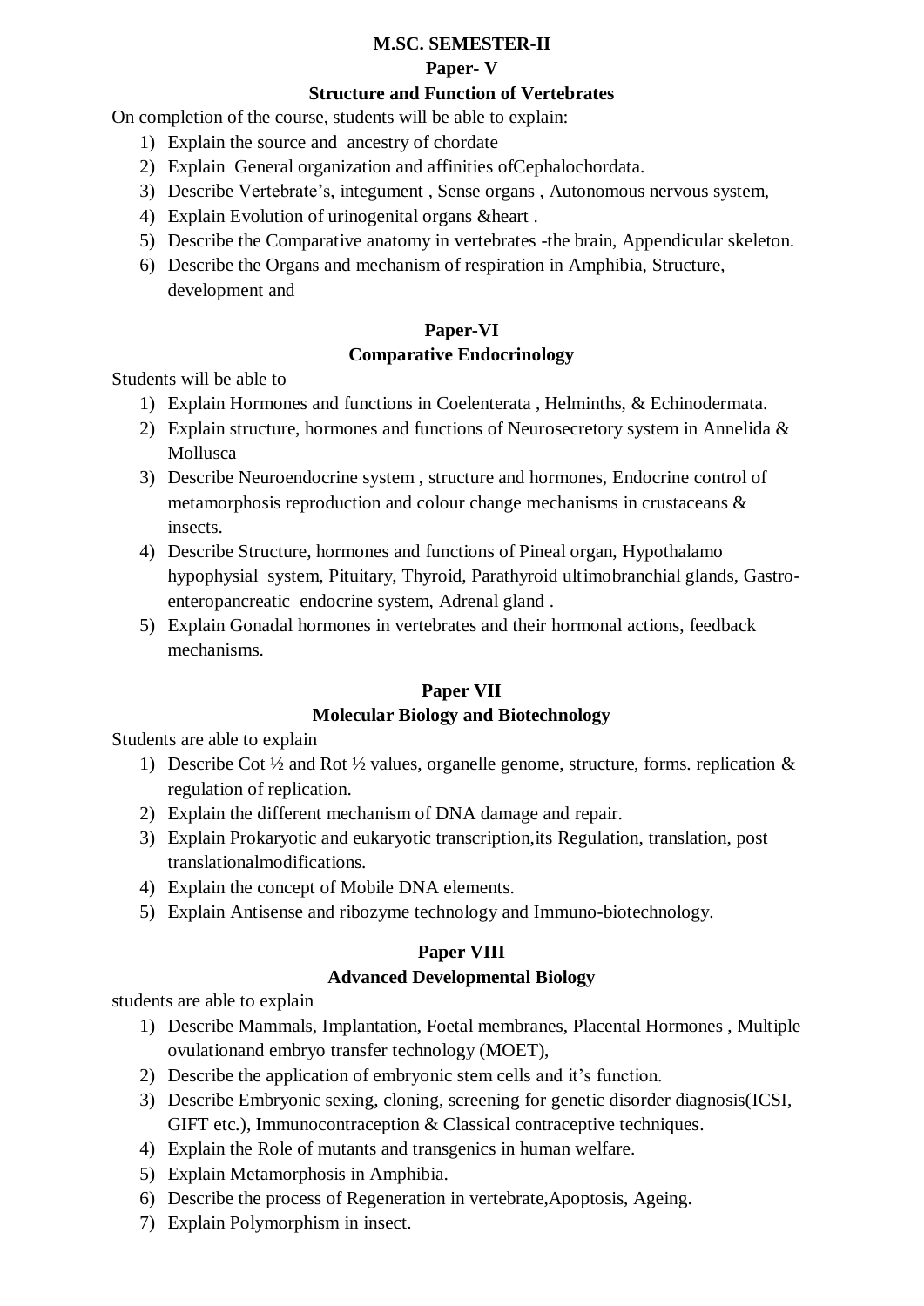**M.SC. SEMESTER-II**

**Paper- V**

**Structure and Function of Vertebrates**

On completion of the course, students will be able to explain:

1) Explain the source and ancestry of chordate
2) Explain General organization and affinities ofCephalochordata.
3) Describe Vertebrate's, integument , Sense organs , Autonomous nervous system,
4) Explain Evolution of urinogenital organs &heart .
5) Describe the Comparative anatomy in vertebrates -the brain, Appendicular skeleton.
6) Describe the Organs and mechanism of respiration in Amphibia, Structure, development and

**Paper-VI**

**Comparative Endocrinology**

Students will be able to

1) Explain Hormones and functions in Coelenterata , Helminths, & Echinodermata.
2) Explain structure, hormones and functions of Neurosecretory system in Annelida & Mollusca
3) Describe Neuroendocrine system , structure and hormones, Endocrine control of metamorphosis reproduction and colour change mechanisms in crustaceans & insects.
4) Describe Structure, hormones and functions of Pineal organ, Hypothalamo hypophysial system, Pituitary, Thyroid, Parathyroid ultimobranchial glands, Gastro-enteropancreatic endocrine system, Adrenal gland .
5) Explain Gonadal hormones in vertebrates and their hormonal actions, feedback mechanisms.

**Paper VII**

**Molecular Biology and Biotechnology**

Students are able to explain

1) Describe Cot ½ and Rot ½ values, organelle genome, structure, forms. replication & regulation of replication.
2) Explain the different mechanism of DNA damage and repair.
3) Explain Prokaryotic and eukaryotic transcription,its Regulation, translation, post translationalmodifications.
4) Explain the concept of Mobile DNA elements.
5) Explain Antisense and ribozyme technology and Immuno-biotechnology.

**Paper VIII**

**Advanced Developmental Biology**

students are able to explain

1) Describe Mammals, Implantation, Foetal membranes, Placental Hormones , Multiple ovulationand embryo transfer technology (MOET),
2) Describe the application of embryonic stem cells and it's function.
3) Describe Embryonic sexing, cloning, screening for genetic disorder diagnosis(ICSI, GIFT etc.), Immunocontraception & Classical contraceptive techniques.
4) Explain the Role of mutants and transgenics in human welfare.
5) Explain Metamorphosis in Amphibia.
6) Describe the process of Regeneration in vertebrate,Apoptosis, Ageing.
7) Explain Polymorphism in insect.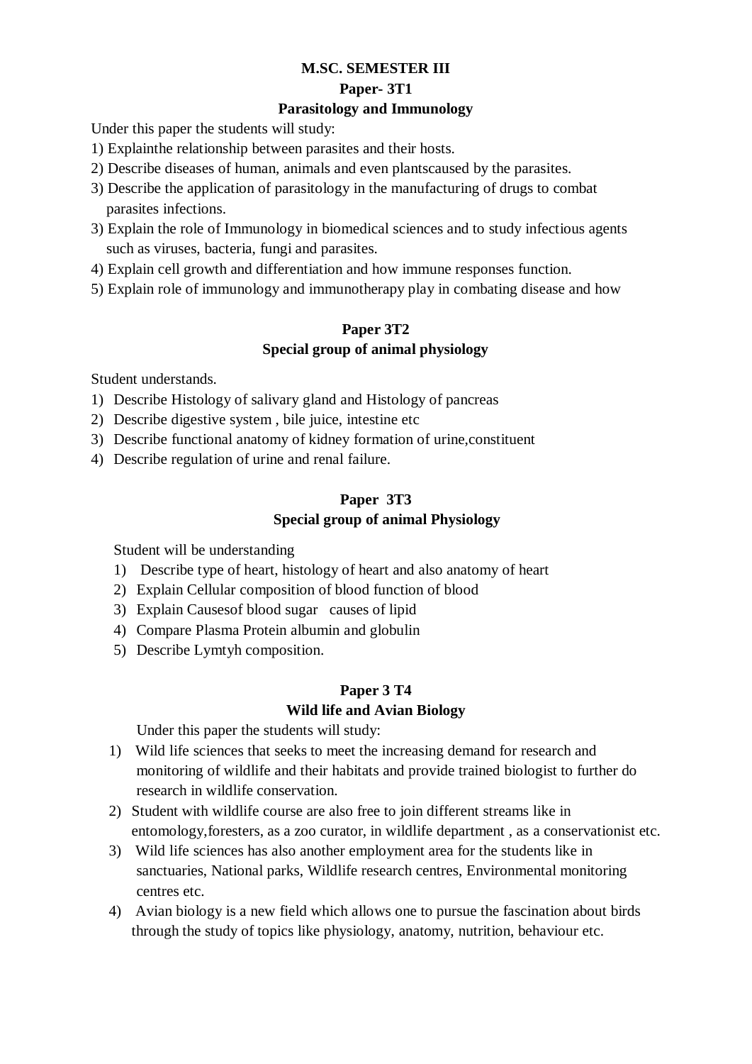**M.SC. SEMESTER III**

**Paper- 3T1**

**Parasitology and Immunology**

Under this paper the students will study:

1) Explainthe relationship between parasites and their hosts.
2) Describe diseases of human, animals and even plantscaused by the parasites.
3) Describe the application of parasitology in the manufacturing of drugs to combat parasites infections.
3) Explain the role of Immunology in biomedical sciences and to study infectious agents such as viruses, bacteria, fungi and parasites.
4) Explain cell growth and differentiation and how immune responses function.
5) Explain role of immunology and immunotherapy play in combating disease and how

**Paper 3T2**

**Special group of animal physiology**

Student understands.

1) Describe Histology of salivary gland and Histology of pancreas
2) Describe digestive system , bile juice, intestine etc
3) Describe functional anatomy of kidney formation of urine,constituent
4) Describe regulation of urine and renal failure.

**Paper 3T3**

**Special group of animal Physiology**

Student will be understanding

1) Describe type of heart, histology of heart and also anatomy of heart
2) Explain Cellular composition of blood function of blood
3) Explain Causesof blood sugar causes of lipid
4) Compare Plasma Protein albumin and globulin
5) Describe Lymtyh composition.

**Paper 3 T4**

**Wild life and Avian Biology**

Under this paper the students will study:

1) Wild life sciences that seeks to meet the increasing demand for research and monitoring of wildlife and their habitats and provide trained biologist to further do research in wildlife conservation.
2) Student with wildlife course are also free to join different streams like in entomology,foresters, as a zoo curator, in wildlife department , as a conservationist etc.
3) Wild life sciences has also another employment area for the students like in sanctuaries, National parks, Wildlife research centres, Environmental monitoring centres etc.
4) Avian biology is a new field which allows one to pursue the fascination about birds through the study of topics like physiology, anatomy, nutrition, behaviour etc.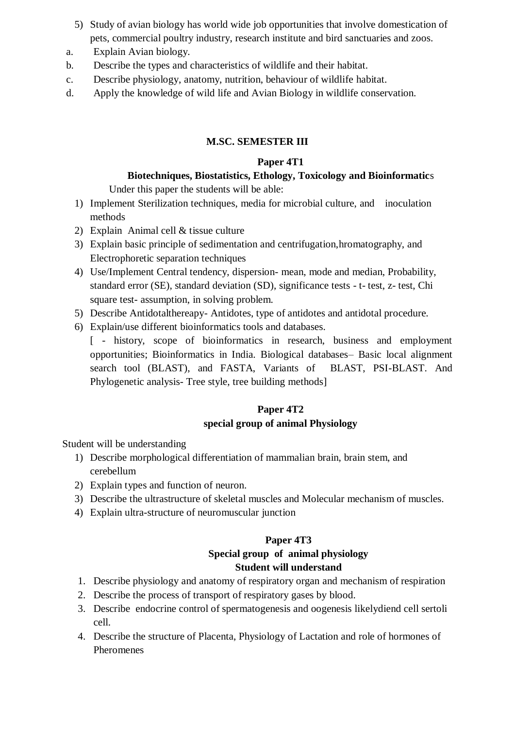5) Study of avian biology has world wide job opportunities that involve domestication of pets, commercial poultry industry, research institute and bird sanctuaries and zoos.

a. Explain Avian biology.
b. Describe the types and characteristics of wildlife and their habitat.
c. Describe physiology, anatomy, nutrition, behaviour of wildlife habitat.
d. Apply the knowledge of wild life and Avian Biology in wildlife conservation.

## M.SC. SEMESTER III

### Paper 4T1

### Biotechniques, Biostatistics, Ethology, Toxicology and Bioinformatics

Under this paper the students will be able:

1) Implement Sterilization techniques, media for microbial culture, and inoculation methods
2) Explain Animal cell & tissue culture
3) Explain basic principle of sedimentation and centrifugation,hromatography, and Electrophoretic separation techniques
4) Use/Implement Central tendency, dispersion- mean, mode and median, Probability, standard error (SE), standard deviation (SD), significance tests - t- test, z- test, Chi square test- assumption, in solving problem.
5) Describe Antidotalthereapy- Antidotes, type of antidotes and antidotal procedure.
6) Explain/use different bioinformatics tools and databases.
   [ - history, scope of bioinformatics in research, business and employment opportunities; Bioinformatics in India. Biological databases– Basic local alignment search tool (BLAST), and FASTA, Variants of BLAST, PSI-BLAST. And Phylogenetic analysis- Tree style, tree building methods]

### Paper 4T2

### special group of animal Physiology

Student will be understanding

1) Describe morphological differentiation of mammalian brain, brain stem, and cerebellum
2) Explain types and function of neuron.
3) Describe the ultrastructure of skeletal muscles and Molecular mechanism of muscles.
4) Explain ultra-structure of neuromuscular junction

### Paper 4T3

### Special group of animal physiology

**Student will understand**

1. Describe physiology and anatomy of respiratory organ and mechanism of respiration
2. Describe the process of transport of respiratory gases by blood.
3. Describe endocrine control of spermatogenesis and oogenesis likelydiend cell sertoli cell.
4. Describe the structure of Placenta, Physiology of Lactation and role of hormones of Pheromenes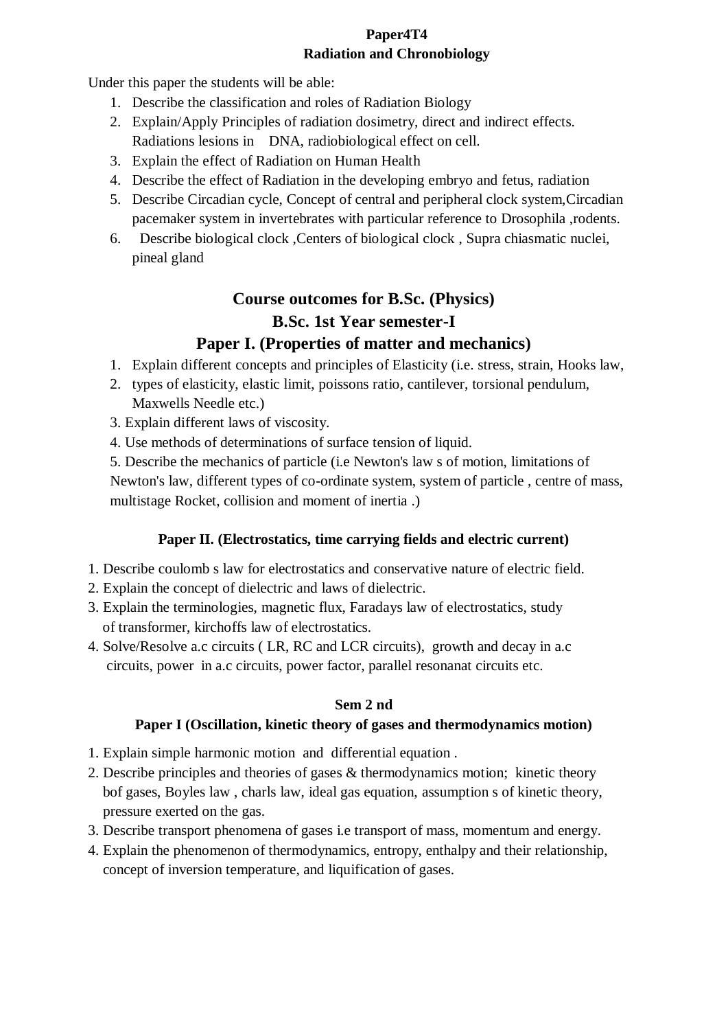**Paper4T4**
**Radiation and Chronobiology**

Under this paper the students will be able:

1. Describe the classification and roles of Radiation Biology
2. Explain/Apply Principles of radiation dosimetry, direct and indirect effects. Radiations lesions in DNA, radiobiological effect on cell.
3. Explain the effect of Radiation on Human Health
4. Describe the effect of Radiation in the developing embryo and fetus, radiation
5. Describe Circadian cycle, Concept of central and peripheral clock system,Circadian pacemaker system in invertebrates with particular reference to Drosophila ,rodents.
6. Describe biological clock ,Centers of biological clock , Supra chiasmatic nuclei, pineal gland

## Course outcomes for B.Sc. (Physics)

## B.Sc. 1st Year semester-I

## Paper I. (Properties of matter and mechanics)

1. Explain different concepts and principles of Elasticity (i.e. stress, strain, Hooks law,
2. types of elasticity, elastic limit, poissons ratio, cantilever, torsional pendulum, Maxwells Needle etc.)
3. Explain different laws of viscosity.
4. Use methods of determinations of surface tension of liquid.
5. Describe the mechanics of particle (i.e Newton's law s of motion, limitations of Newton's law, different types of co-ordinate system, system of particle , centre of mass, multistage Rocket, collision and moment of inertia .)

### Paper II. (Electrostatics, time carrying fields and electric current)

1. Describe coulomb s law for electrostatics and conservative nature of electric field.
2. Explain the concept of dielectric and laws of dielectric.
3. Explain the terminologies, magnetic flux, Faradays law of electrostatics, study of transformer, kirchoffs law of electrostatics.
4. Solve/Resolve a.c circuits ( LR, RC and LCR circuits), growth and decay in a.c circuits, power in a.c circuits, power factor, parallel resonanat circuits etc.

### Sem 2 nd

### Paper I (Oscillation, kinetic theory of gases and thermodynamics motion)

1. Explain simple harmonic motion and differential equation .
2. Describe principles and theories of gases & thermodynamics motion; kinetic theory bof gases, Boyles law , charls law, ideal gas equation, assumption s of kinetic theory, pressure exerted on the gas.
3. Describe transport phenomena of gases i.e transport of mass, momentum and energy.
4. Explain the phenomenon of thermodynamics, entropy, enthalpy and their relationship, concept of inversion temperature, and liquification of gases.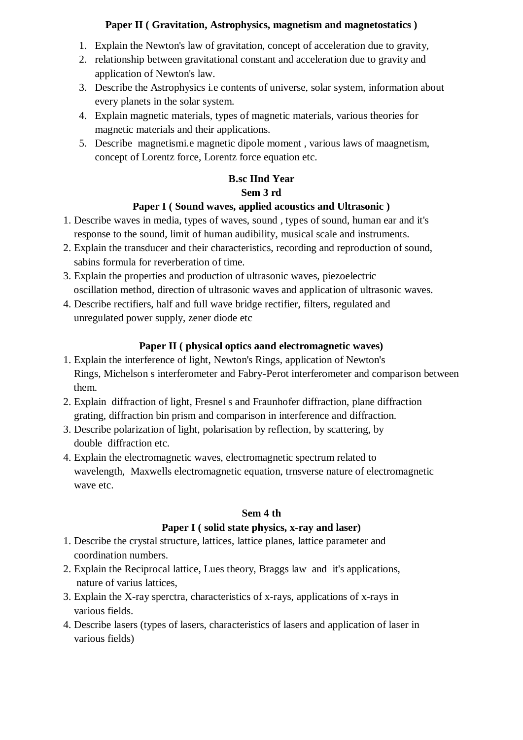**Paper II ( Gravitation, Astrophysics, magnetism and magnetostatics )**

1. Explain the Newton's law of gravitation, concept of acceleration due to gravity,
2. relationship between gravitational constant and acceleration due to gravity and application of Newton's law.
3. Describe the Astrophysics i.e contents of universe, solar system, information about every planets in the solar system.
4. Explain magnetic materials, types of magnetic materials, various theories for magnetic materials and their applications.
5. Describe magnetismi.e magnetic dipole moment , various laws of maagnetism, concept of Lorentz force, Lorentz force equation etc.

**B.sc IInd Year**

**Sem 3 rd**

**Paper I ( Sound waves, applied acoustics and Ultrasonic )**

1. Describe waves in media, types of waves, sound , types of sound, human ear and it's response to the sound, limit of human audibility, musical scale and instruments.
2. Explain the transducer and their characteristics, recording and reproduction of sound, sabins formula for reverberation of time.
3. Explain the properties and production of ultrasonic waves, piezoelectric oscillation method, direction of ultrasonic waves and application of ultrasonic waves.
4. Describe rectifiers, half and full wave bridge rectifier, filters, regulated and unregulated power supply, zener diode etc

**Paper II ( physical optics aand electromagnetic waves)**

1. Explain the interference of light, Newton's Rings, application of Newton's Rings, Michelson s interferometer and Fabry-Perot interferometer and comparison between them.
2. Explain diffraction of light, Fresnel s and Fraunhofer diffraction, plane diffraction grating, diffraction bin prism and comparison in interference and diffraction.
3. Describe polarization of light, polarisation by reflection, by scattering, by double diffraction etc.
4. Explain the electromagnetic waves, electromagnetic spectrum related to wavelength, Maxwells electromagnetic equation, trnsverse nature of electromagnetic wave etc.

**Sem 4 th**

**Paper I ( solid state physics, x-ray and laser)**

1. Describe the crystal structure, lattices, lattice planes, lattice parameter and coordination numbers.
2. Explain the Reciprocal lattice, Lues theory, Braggs law and it's applications, nature of varius lattices,
3. Explain the X-ray sperctra, characteristics of x-rays, applications of x-rays in various fields.
4. Describe lasers (types of lasers, characteristics of lasers and application of laser in various fields)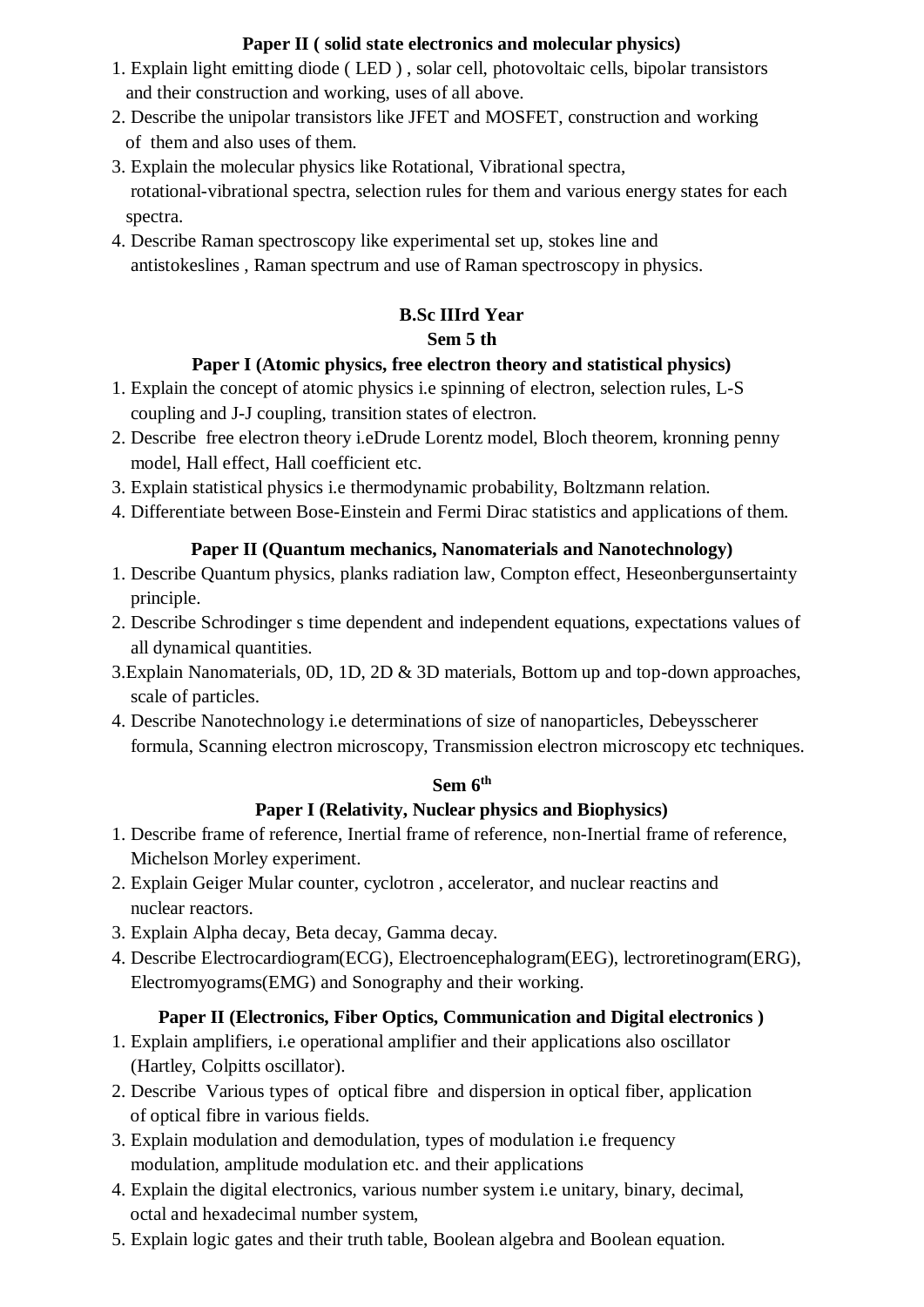**Paper II ( solid state electronics and molecular physics)**

1. Explain light emitting diode ( LED ) , solar cell, photovoltaic cells, bipolar transistors and their construction and working, uses of all above.
2. Describe the unipolar transistors like JFET and MOSFET, construction and working of them and also uses of them.
3. Explain the molecular physics like Rotational, Vibrational spectra, rotational-vibrational spectra, selection rules for them and various energy states for each spectra.
4. Describe Raman spectroscopy like experimental set up, stokes line and antistokeslines , Raman spectrum and use of Raman spectroscopy in physics.

## B.Sc IIIrd Year

### Sem 5 th

**Paper I (Atomic physics, free electron theory and statistical physics)**

1. Explain the concept of atomic physics i.e spinning of electron, selection rules, L-S coupling and J-J coupling, transition states of electron.
2. Describe free electron theory i.eDrude Lorentz model, Bloch theorem, kronning penny model, Hall effect, Hall coefficient etc.
3. Explain statistical physics i.e thermodynamic probability, Boltzmann relation.
4. Differentiate between Bose-Einstein and Fermi Dirac statistics and applications of them.

**Paper II (Quantum mechanics, Nanomaterials and Nanotechnology)**

1. Describe Quantum physics, planks radiation law, Compton effect, Heseonbergunsertainty principle.
2. Describe Schrodinger s time dependent and independent equations, expectations values of all dynamical quantities.
3. Explain Nanomaterials, 0D, 1D, 2D & 3D materials, Bottom up and top-down approaches, scale of particles.
4. Describe Nanotechnology i.e determinations of size of nanoparticles, Debeysscherer formula, Scanning electron microscopy, Transmission electron microscopy etc techniques.

### Sem 6$^{th}$

**Paper I (Relativity, Nuclear physics and Biophysics)**

1. Describe frame of reference, Inertial frame of reference, non-Inertial frame of reference, Michelson Morley experiment.
2. Explain Geiger Mular counter, cyclotron , accelerator, and nuclear reactins and nuclear reactors.
3. Explain Alpha decay, Beta decay, Gamma decay.
4. Describe Electrocardiogram(ECG), Electroencephalogram(EEG), lectroretinogram(ERG), Electromyograms(EMG) and Sonography and their working.

**Paper II (Electronics, Fiber Optics, Communication and Digital electronics )**

1. Explain amplifiers, i.e operational amplifier and their applications also oscillator (Hartley, Colpitts oscillator).
2. Describe Various types of optical fibre and dispersion in optical fiber, application of optical fibre in various fields.
3. Explain modulation and demodulation, types of modulation i.e frequency modulation, amplitude modulation etc. and their applications
4. Explain the digital electronics, various number system i.e unitary, binary, decimal, octal and hexadecimal number system,
5. Explain logic gates and their truth table, Boolean algebra and Boolean equation.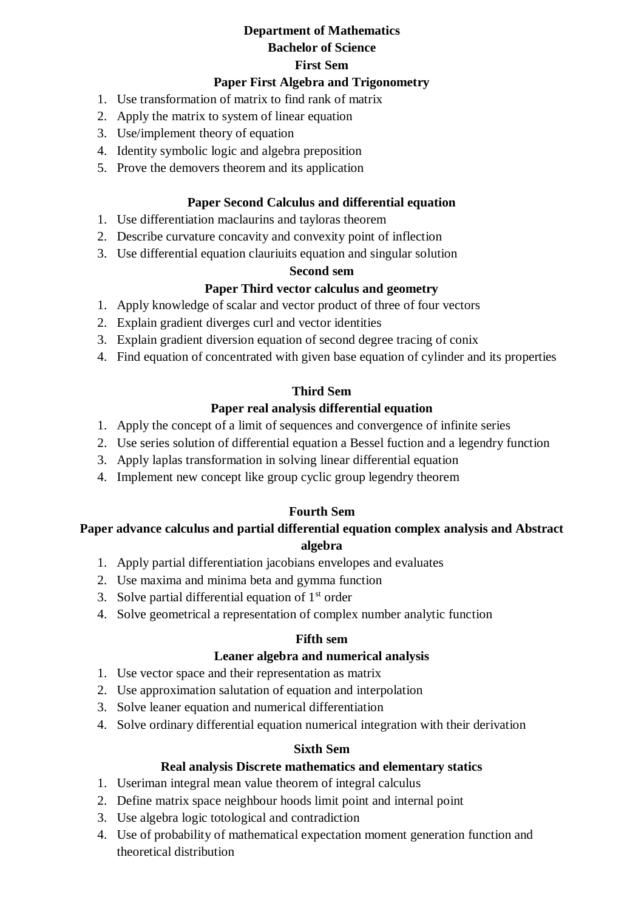## Department of Mathematics

## Bachelor of Science

### First Sem

### Paper First Algebra and Trigonometry

1. Use transformation of matrix to find rank of matrix
2. Apply the matrix to system of linear equation
3. Use/implement theory of equation
4. Identity symbolic logic and algebra preposition
5. Prove the demovers theorem and its application

### Paper Second Calculus and differential equation

1. Use differentiation maclaurins and tayloras theorem
2. Describe curvature concavity and convexity point of inflection
3. Use differential equation clauriuits equation and singular solution

### Second sem

### Paper Third vector calculus and geometry

1. Apply knowledge of scalar and vector product of three of four vectors
2. Explain gradient diverges curl and vector identities
3. Explain gradient diversion equation of second degree tracing of conix
4. Find equation of concentrated with given base equation of cylinder and its properties

### Third Sem

### Paper real analysis differential equation

1. Apply the concept of a limit of sequences and convergence of infinite series
2. Use series solution of differential equation a Bessel fuction and a legendry function
3. Apply laplas transformation in solving linear differential equation
4. Implement new concept like group cyclic group legendry theorem

### Fourth Sem

### Paper advance calculus and partial differential equation complex analysis and Abstract algebra

1. Apply partial differentiation jacobians envelopes and evaluates
2. Use maxima and minima beta and gymma function
3. Solve partial differential equation of 1st order
4. Solve geometrical a representation of complex number analytic function

### Fifth sem

### Leaner algebra and numerical analysis

1. Use vector space and their representation as matrix
2. Use approximation salutation of equation and interpolation
3. Solve leaner equation and numerical differentiation
4. Solve ordinary differential equation numerical integration with their derivation

### Sixth Sem

### Real analysis Discrete mathematics and elementary statics

1. Useriman integral mean value theorem of integral calculus
2. Define matrix space neighbour hoods limit point and internal point
3. Use algebra logic totological and contradiction
4. Use of probability of mathematical expectation moment generation function and theoretical distribution